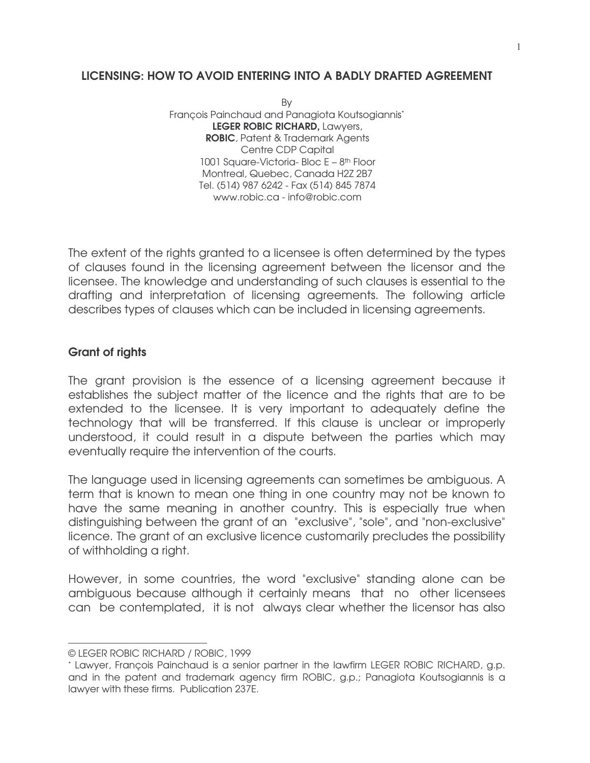# LICENSING: HOW TO AVOID ENTERING INTO A BADLY DRAFTED AGREEMENT

By
François Painchaud and Panagiota Koutsogiannis*
**LEGER ROBIC RICHARD,** Lawyers,
**ROBIC**, Patent & Trademark Agents
Centre CDP Capital
1001 Square-Victoria- Bloc E – 8th Floor
Montreal, Quebec, Canada H2Z 2B7
Tel. (514) 987 6242 - Fax (514) 845 7874
www.robic.ca - info@robic.com

The extent of the rights granted to a licensee is often determined by the types of clauses found in the licensing agreement between the licensor and the licensee. The knowledge and understanding of such clauses is essential to the drafting and interpretation of licensing agreements. The following article describes types of clauses which can be included in licensing agreements.

## Grant of rights

The grant provision is the essence of a licensing agreement because it establishes the subject matter of the licence and the rights that are to be extended to the licensee. It is very important to adequately define the technology that will be transferred. If this clause is unclear or improperly understood, it could result in a dispute between the parties which may eventually require the intervention of the courts.

The language used in licensing agreements can sometimes be ambiguous. A term that is known to mean one thing in one country may not be known to have the same meaning in another country. This is especially true when distinguishing between the grant of an "exclusive", "sole", and "non-exclusive" licence. The grant of an exclusive licence customarily precludes the possibility of withholding a right.

However, in some countries, the word "exclusive" standing alone can be ambiguous because although it certainly means that no other licensees can be contemplated, it is not always clear whether the licensor has also

---

© LEGER ROBIC RICHARD / ROBIC, 1999

* Lawyer, François Painchaud is a senior partner in the lawfirm LEGER ROBIC RICHARD, g.p. and in the patent and trademark agency firm ROBIC, g.p.; Panagiota Koutsogiannis is a lawyer with these firms. Publication 237E.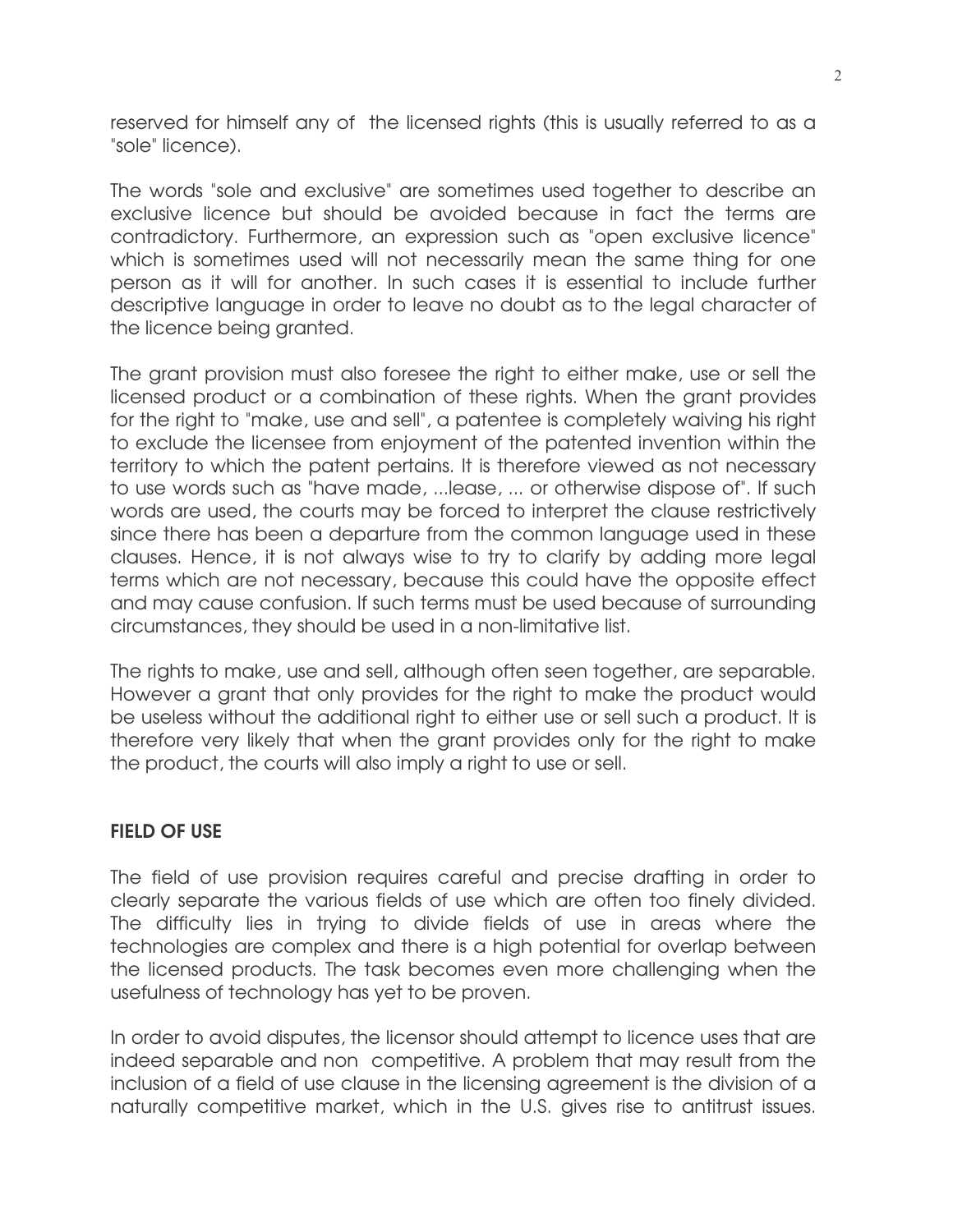reserved for himself any of the licensed rights (this is usually referred to as a "sole" licence).

The words "sole and exclusive" are sometimes used together to describe an exclusive licence but should be avoided because in fact the terms are contradictory. Furthermore, an expression such as "open exclusive licence" which is sometimes used will not necessarily mean the same thing for one person as it will for another. In such cases it is essential to include further descriptive language in order to leave no doubt as to the legal character of the licence being granted.

The grant provision must also foresee the right to either make, use or sell the licensed product or a combination of these rights. When the grant provides for the right to "make, use and sell", a patentee is completely waiving his right to exclude the licensee from enjoyment of the patented invention within the territory to which the patent pertains. It is therefore viewed as not necessary to use words such as "have made, ...lease, ... or otherwise dispose of". If such words are used, the courts may be forced to interpret the clause restrictively since there has been a departure from the common language used in these clauses. Hence, it is not always wise to try to clarify by adding more legal terms which are not necessary, because this could have the opposite effect and may cause confusion. If such terms must be used because of surrounding circumstances, they should be used in a non-limitative list.

The rights to make, use and sell, although often seen together, are separable. However a grant that only provides for the right to make the product would be useless without the additional right to either use or sell such a product. It is therefore very likely that when the grant provides only for the right to make the product, the courts will also imply a right to use or sell.

## FIELD OF USE

The field of use provision requires careful and precise drafting in order to clearly separate the various fields of use which are often too finely divided. The difficulty lies in trying to divide fields of use in areas where the technologies are complex and there is a high potential for overlap between the licensed products. The task becomes even more challenging when the usefulness of technology has yet to be proven.

In order to avoid disputes, the licensor should attempt to licence uses that are indeed separable and non competitive. A problem that may result from the inclusion of a field of use clause in the licensing agreement is the division of a naturally competitive market, which in the U.S. gives rise to antitrust issues.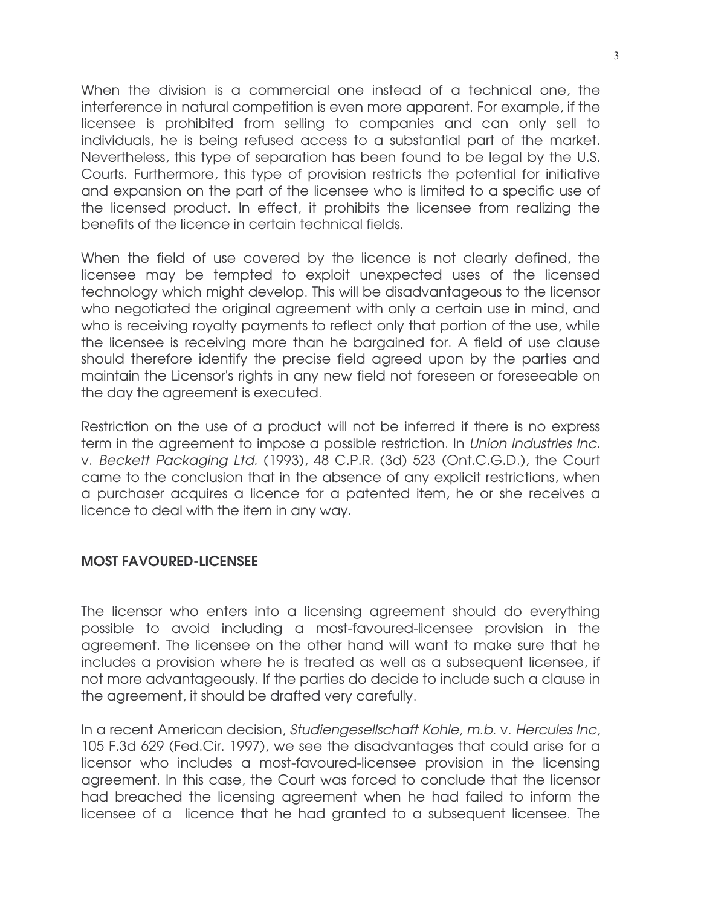When the division is a commercial one instead of a technical one, the interference in natural competition is even more apparent. For example, if the licensee is prohibited from selling to companies and can only sell to individuals, he is being refused access to a substantial part of the market. Nevertheless, this type of separation has been found to be legal by the U.S. Courts. Furthermore, this type of provision restricts the potential for initiative and expansion on the part of the licensee who is limited to a specific use of the licensed product. In effect, it prohibits the licensee from realizing the benefits of the licence in certain technical fields.

When the field of use covered by the licence is not clearly defined, the licensee may be tempted to exploit unexpected uses of the licensed technology which might develop. This will be disadvantageous to the licensor who negotiated the original agreement with only a certain use in mind, and who is receiving royalty payments to reflect only that portion of the use, while the licensee is receiving more than he bargained for. A field of use clause should therefore identify the precise field agreed upon by the parties and maintain the Licensor's rights in any new field not foreseen or foreseeable on the day the agreement is executed.

Restriction on the use of a product will not be inferred if there is no express term in the agreement to impose a possible restriction. In *Union Industries Inc.* v. *Beckett Packaging Ltd.* (1993), 48 C.P.R. (3d) 523 (Ont.C.G.D.), the Court came to the conclusion that in the absence of any explicit restrictions, when a purchaser acquires a licence for a patented item, he or she receives a licence to deal with the item in any way.

## MOST FAVOURED-LICENSEE

The licensor who enters into a licensing agreement should do everything possible to avoid including a most-favoured-licensee provision in the agreement. The licensee on the other hand will want to make sure that he includes a provision where he is treated as well as a subsequent licensee, if not more advantageously. If the parties do decide to include such a clause in the agreement, it should be drafted very carefully.

In a recent American decision, *Studiengesellschaft Kohle, m.b.* v. *Hercules Inc,* 105 F.3d 629 (Fed.Cir. 1997), we see the disadvantages that could arise for a licensor who includes a most-favoured-licensee provision in the licensing agreement. In this case, the Court was forced to conclude that the licensor had breached the licensing agreement when he had failed to inform the licensee of a licence that he had granted to a subsequent licensee. The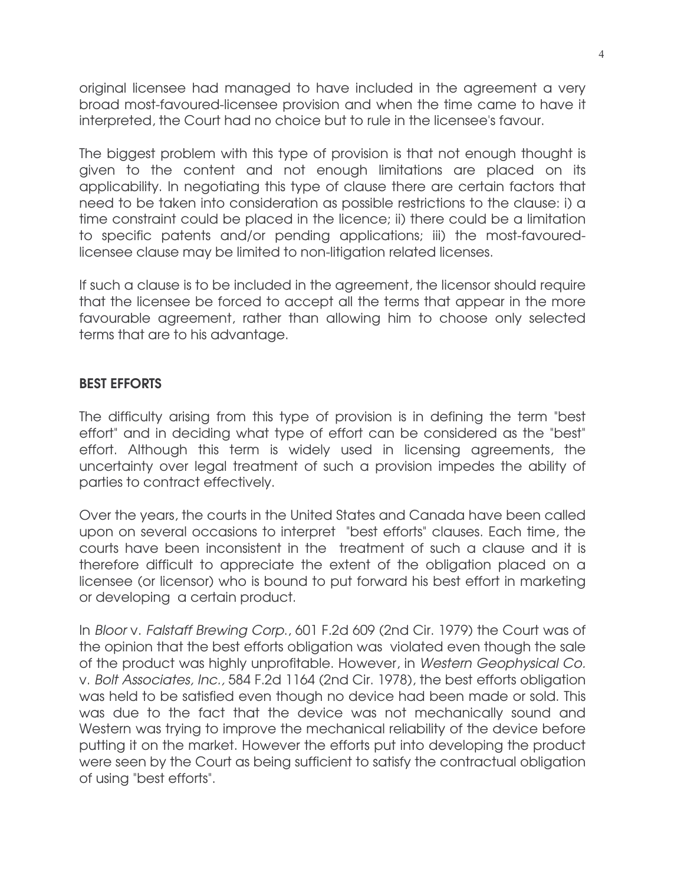original licensee had managed to have included in the agreement a very broad most-favoured-licensee provision and when the time came to have it interpreted, the Court had no choice but to rule in the licensee's favour.

The biggest problem with this type of provision is that not enough thought is given to the content and not enough limitations are placed on its applicability. In negotiating this type of clause there are certain factors that need to be taken into consideration as possible restrictions to the clause: i) a time constraint could be placed in the licence; ii) there could be a limitation to specific patents and/or pending applications; iii) the most-favoured-licensee clause may be limited to non-litigation related licenses.

If such a clause is to be included in the agreement, the licensor should require that the licensee be forced to accept all the terms that appear in the more favourable agreement, rather than allowing him to choose only selected terms that are to his advantage.

## BEST EFFORTS

The difficulty arising from this type of provision is in defining the term "best effort" and in deciding what type of effort can be considered as the "best" effort. Although this term is widely used in licensing agreements, the uncertainty over legal treatment of such a provision impedes the ability of parties to contract effectively.

Over the years, the courts in the United States and Canada have been called upon on several occasions to interpret "best efforts" clauses. Each time, the courts have been inconsistent in the treatment of such a clause and it is therefore difficult to appreciate the extent of the obligation placed on a licensee (or licensor) who is bound to put forward his best effort in marketing or developing a certain product.

In *Bloor* v. *Falstaff Brewing Corp.*, 601 F.2d 609 (2nd Cir. 1979) the Court was of the opinion that the best efforts obligation was violated even though the sale of the product was highly unprofitable. However, in *Western Geophysical Co.* v. *Bolt Associates, Inc.*, 584 F.2d 1164 (2nd Cir. 1978), the best efforts obligation was held to be satisfied even though no device had been made or sold. This was due to the fact that the device was not mechanically sound and Western was trying to improve the mechanical reliability of the device before putting it on the market. However the efforts put into developing the product were seen by the Court as being sufficient to satisfy the contractual obligation of using "best efforts".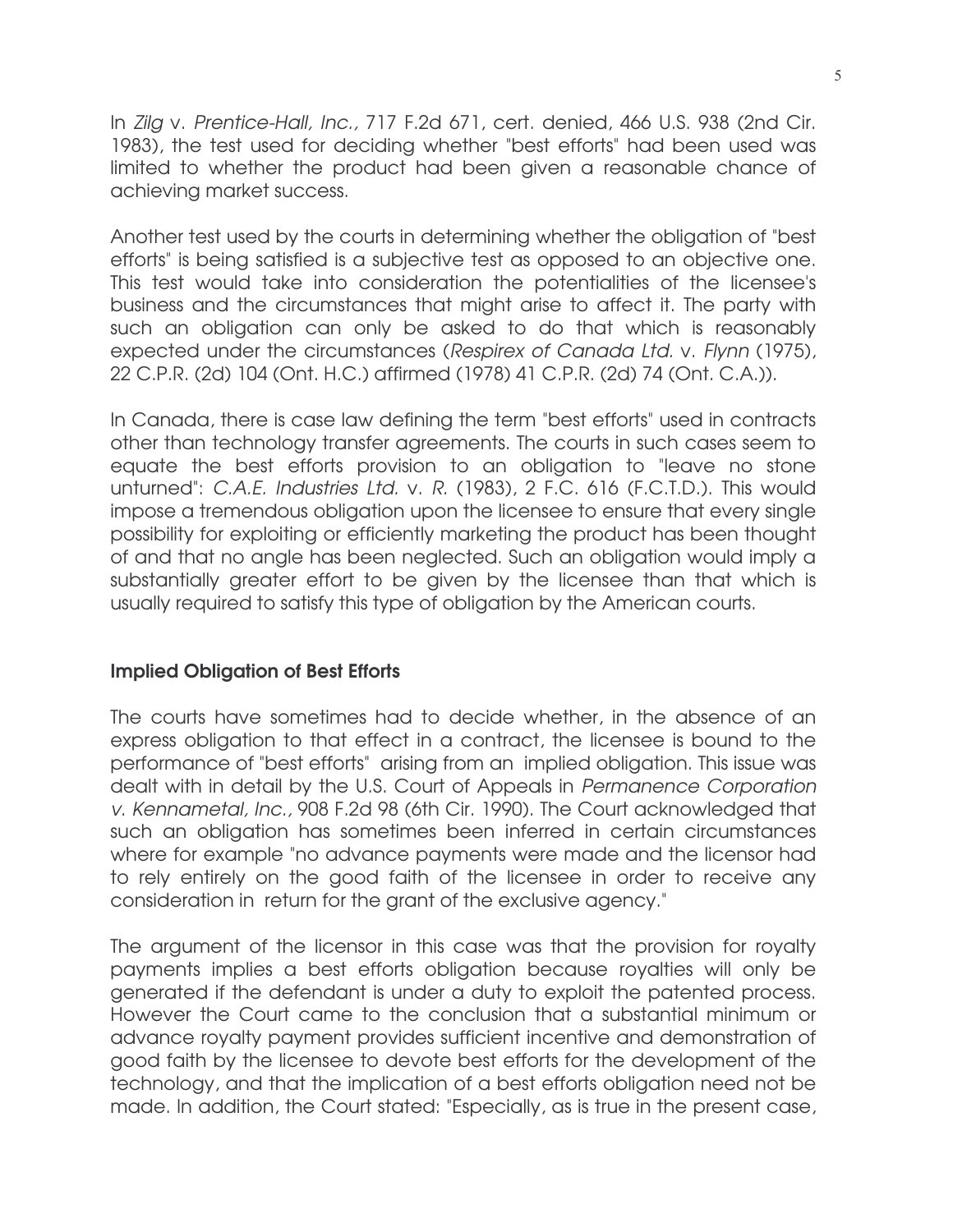In *Zilg* v. *Prentice-Hall, Inc.,* 717 F.2d 671, cert. denied, 466 U.S. 938 (2nd Cir. 1983), the test used for deciding whether "best efforts" had been used was limited to whether the product had been given a reasonable chance of achieving market success.

Another test used by the courts in determining whether the obligation of "best efforts" is being satisfied is a subjective test as opposed to an objective one. This test would take into consideration the potentialities of the licensee's business and the circumstances that might arise to affect it. The party with such an obligation can only be asked to do that which is reasonably expected under the circumstances (*Respirex of Canada Ltd.* v. *Flynn* (1975), 22 C.P.R. (2d) 104 (Ont. H.C.) affirmed (1978) 41 C.P.R. (2d) 74 (Ont. C.A.)).

In Canada, there is case law defining the term "best efforts" used in contracts other than technology transfer agreements. The courts in such cases seem to equate the best efforts provision to an obligation to "leave no stone unturned": *C.A.E. Industries Ltd.* v. *R.* (1983), 2 F.C. 616 (F.C.T.D.). This would impose a tremendous obligation upon the licensee to ensure that every single possibility for exploiting or efficiently marketing the product has been thought of and that no angle has been neglected. Such an obligation would imply a substantially greater effort to be given by the licensee than that which is usually required to satisfy this type of obligation by the American courts.

## Implied Obligation of Best Efforts

The courts have sometimes had to decide whether, in the absence of an express obligation to that effect in a contract, the licensee is bound to the performance of "best efforts" arising from an implied obligation. This issue was dealt with in detail by the U.S. Court of Appeals in *Permanence Corporation v. Kennametal, Inc.,* 908 F.2d 98 (6th Cir. 1990). The Court acknowledged that such an obligation has sometimes been inferred in certain circumstances where for example "no advance payments were made and the licensor had to rely entirely on the good faith of the licensee in order to receive any consideration in return for the grant of the exclusive agency."

The argument of the licensor in this case was that the provision for royalty payments implies a best efforts obligation because royalties will only be generated if the defendant is under a duty to exploit the patented process. However the Court came to the conclusion that a substantial minimum or advance royalty payment provides sufficient incentive and demonstration of good faith by the licensee to devote best efforts for the development of the technology, and that the implication of a best efforts obligation need not be made. In addition, the Court stated: "Especially, as is true in the present case,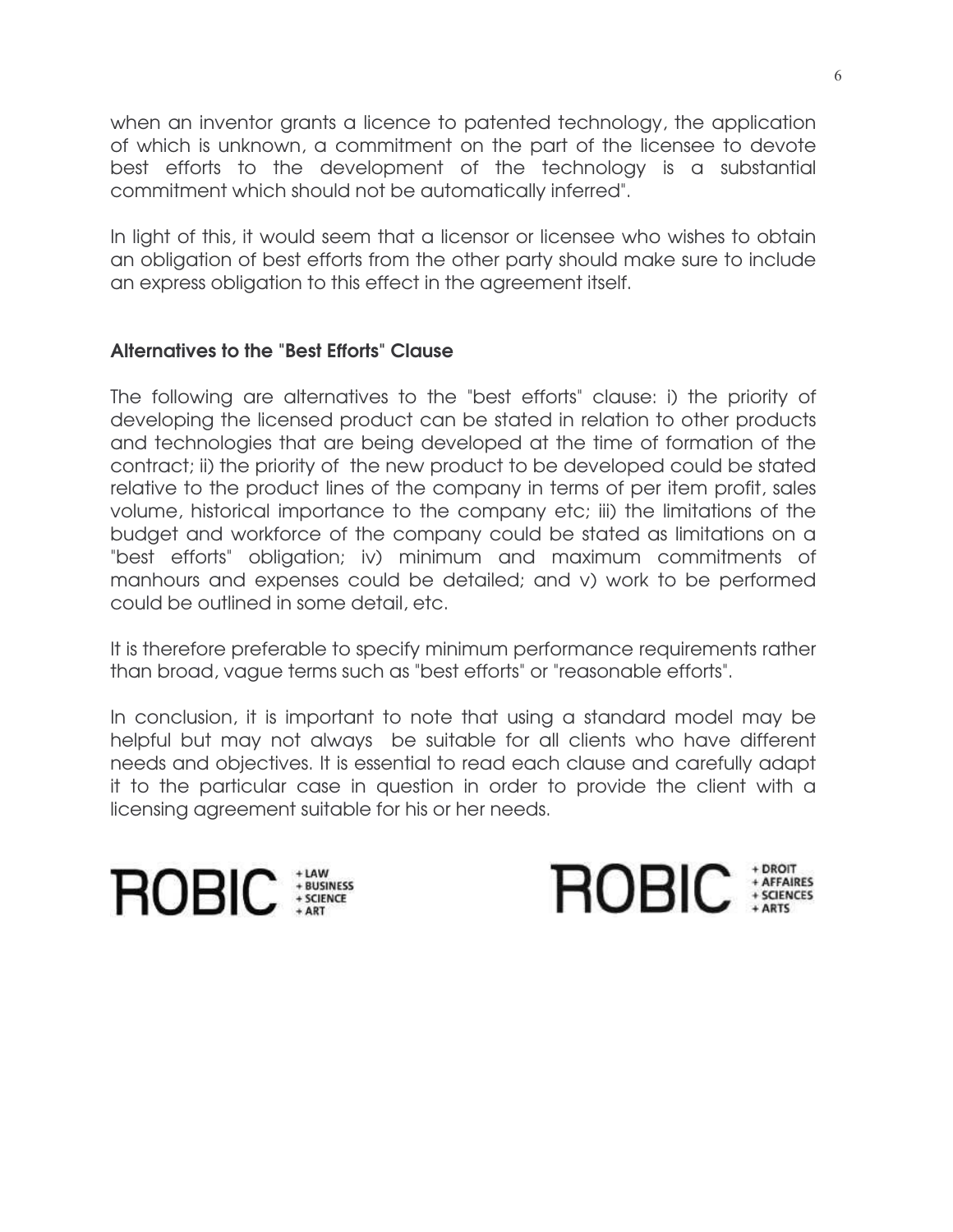when an inventor grants a licence to patented technology, the application of which is unknown, a commitment on the part of the licensee to devote best efforts to the development of the technology is a substantial commitment which should not be automatically inferred".

In light of this, it would seem that a licensor or licensee who wishes to obtain an obligation of best efforts from the other party should make sure to include an express obligation to this effect in the agreement itself.

## Alternatives to the "Best Efforts" Clause

The following are alternatives to the "best efforts" clause: i) the priority of developing the licensed product can be stated in relation to other products and technologies that are being developed at the time of formation of the contract; ii) the priority of the new product to be developed could be stated relative to the product lines of the company in terms of per item profit, sales volume, historical importance to the company etc; iii) the limitations of the budget and workforce of the company could be stated as limitations on a "best efforts" obligation; iv) minimum and maximum commitments of manhours and expenses could be detailed; and v) work to be performed could be outlined in some detail, etc.

It is therefore preferable to specify minimum performance requirements rather than broad, vague terms such as "best efforts" or "reasonable efforts".

In conclusion, it is important to note that using a standard model may be helpful but may not always be suitable for all clients who have different needs and objectives. It is essential to read each clause and carefully adapt it to the particular case in question in order to provide the client with a licensing agreement suitable for his or her needs.

ROBIC + LAW + BUSINESS + SCIENCE + ART

ROBIC + DROIT + AFFAIRES + SCIENCES + ARTS